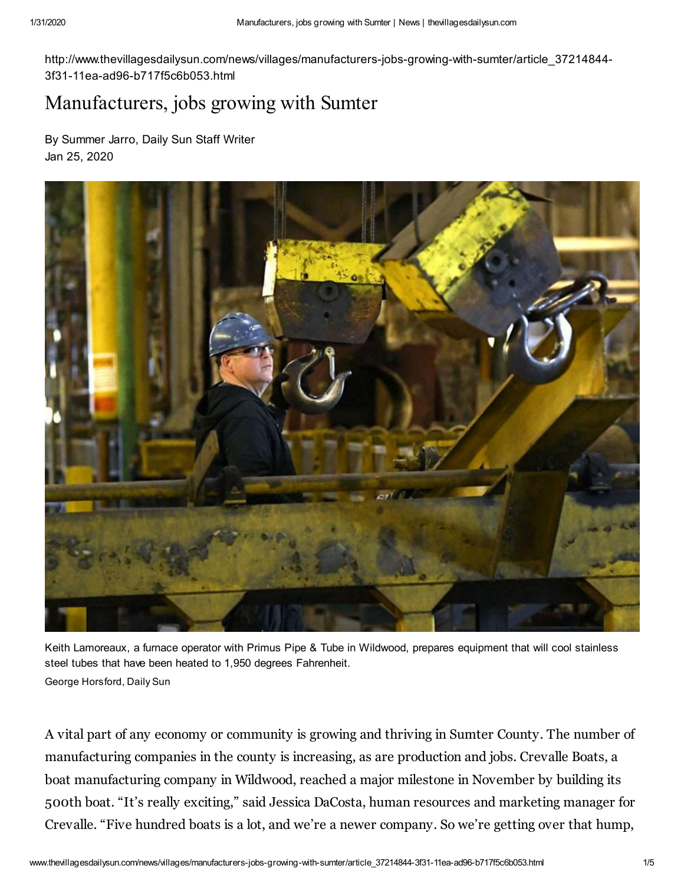http://www.thevillagesdailysun.com/news/villages/manufacturers-jobs-growing-with-sumter/article_37214844-3f31-11ea-ad96-b717f5c6b053.html

# Manufacturers, jobs growing with Sumter

By Summer Jarro, Daily Sun Staff Writer
Jan 25, 2020

Keith Lamoreaux, a furnace operator with Primus Pipe & Tube in Wildwood, prepares equipment that will cool stainless steel tubes that have been heated to 1,950 degrees Fahrenheit.

George Horsford, Daily Sun

A vital part of any economy or community is growing and thriving in Sumter County. The number of manufacturing companies in the county is increasing, as are production and jobs. Crevalle Boats, a boat manufacturing company in Wildwood, reached a major milestone in November by building its 500th boat. "It's really exciting," said Jessica DaCosta, human resources and marketing manager for Crevalle. "Five hundred boats is a lot, and we're a newer company. So we're getting over that hump,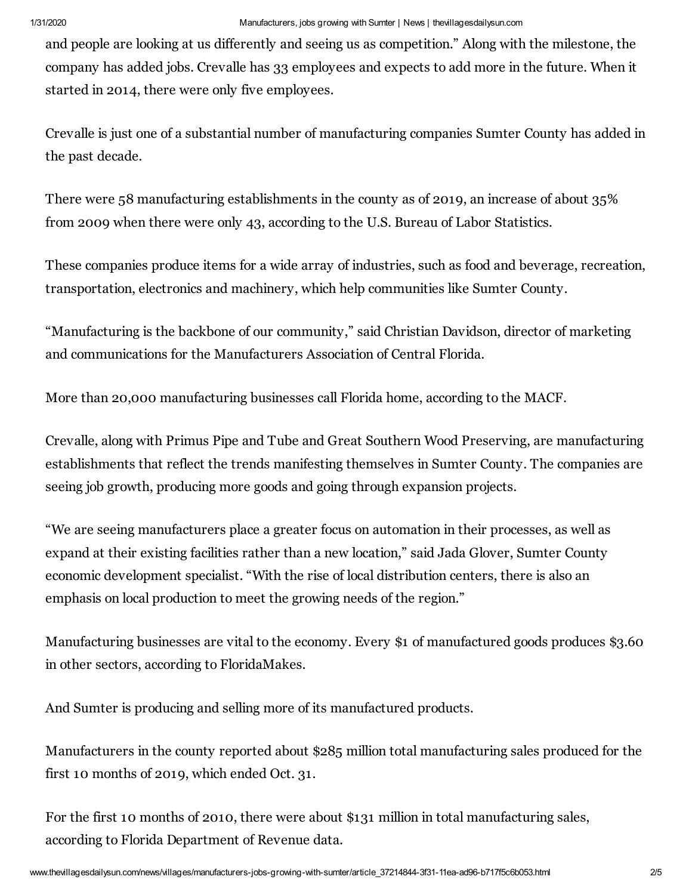and people are looking at us differently and seeing us as competition." Along with the milestone, the company has added jobs. Crevalle has 33 employees and expects to add more in the future. When it started in 2014, there were only five employees.

Crevalle is just one of a substantial number of manufacturing companies Sumter County has added in the past decade.

There were 58 manufacturing establishments in the county as of 2019, an increase of about 35% from 2009 when there were only 43, according to the U.S. Bureau of Labor Statistics.

These companies produce items for a wide array of industries, such as food and beverage, recreation, transportation, electronics and machinery, which help communities like Sumter County.

"Manufacturing is the backbone of our community," said Christian Davidson, director of marketing and communications for the Manufacturers Association of Central Florida.

More than 20,000 manufacturing businesses call Florida home, according to the MACF.

Crevalle, along with Primus Pipe and Tube and Great Southern Wood Preserving, are manufacturing establishments that reflect the trends manifesting themselves in Sumter County. The companies are seeing job growth, producing more goods and going through expansion projects.

"We are seeing manufacturers place a greater focus on automation in their processes, as well as expand at their existing facilities rather than a new location," said Jada Glover, Sumter County economic development specialist. "With the rise of local distribution centers, there is also an emphasis on local production to meet the growing needs of the region."

Manufacturing businesses are vital to the economy. Every $1 of manufactured goods produces $3.60 in other sectors, according to FloridaMakes.

And Sumter is producing and selling more of its manufactured products.

Manufacturers in the county reported about $285 million total manufacturing sales produced for the first 10 months of 2019, which ended Oct. 31.

For the first 10 months of 2010, there were about $131 million in total manufacturing sales, according to Florida Department of Revenue data.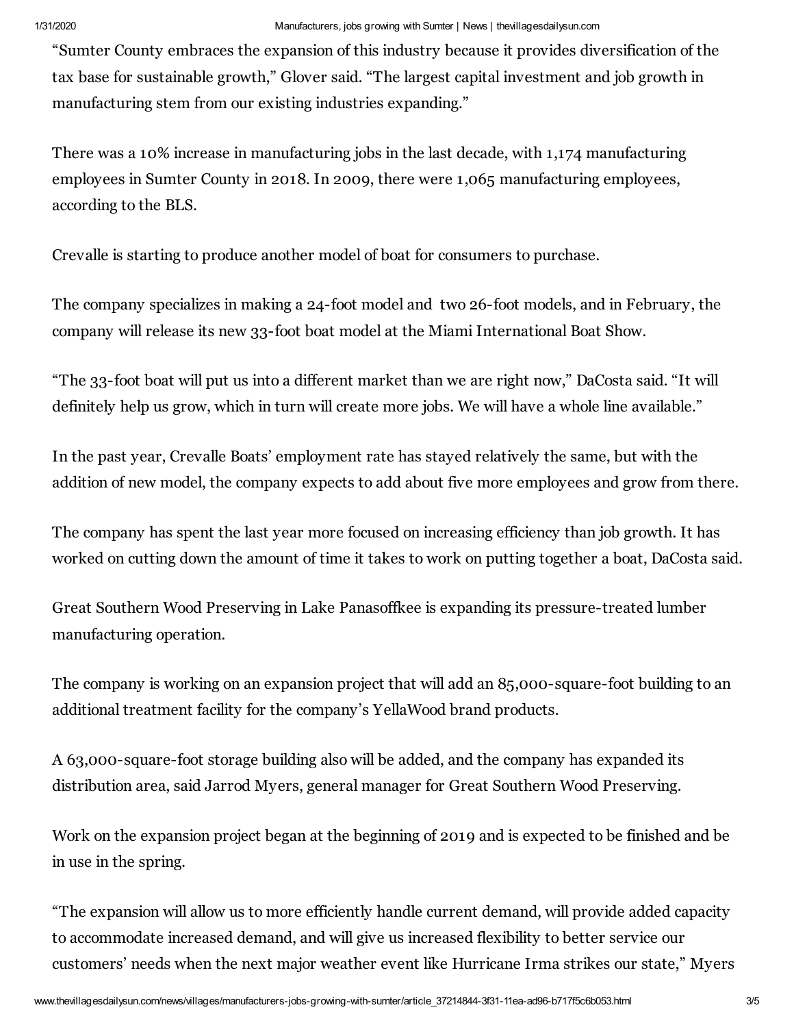"Sumter County embraces the expansion of this industry because it provides diversification of the tax base for sustainable growth," Glover said. "The largest capital investment and job growth in manufacturing stem from our existing industries expanding."

There was a 10% increase in manufacturing jobs in the last decade, with 1,174 manufacturing employees in Sumter County in 2018. In 2009, there were 1,065 manufacturing employees, according to the BLS.

Crevalle is starting to produce another model of boat for consumers to purchase.

The company specializes in making a 24-foot model and two 26-foot models, and in February, the company will release its new 33-foot boat model at the Miami International Boat Show.

"The 33-foot boat will put us into a different market than we are right now," DaCosta said. "It will definitely help us grow, which in turn will create more jobs. We will have a whole line available."

In the past year, Crevalle Boats' employment rate has stayed relatively the same, but with the addition of new model, the company expects to add about five more employees and grow from there.

The company has spent the last year more focused on increasing efficiency than job growth. It has worked on cutting down the amount of time it takes to work on putting together a boat, DaCosta said.

Great Southern Wood Preserving in Lake Panasoffkee is expanding its pressure-treated lumber manufacturing operation.

The company is working on an expansion project that will add an 85,000-square-foot building to an additional treatment facility for the company's YellaWood brand products.

A 63,000-square-foot storage building also will be added, and the company has expanded its distribution area, said Jarrod Myers, general manager for Great Southern Wood Preserving.

Work on the expansion project began at the beginning of 2019 and is expected to be finished and be in use in the spring.

"The expansion will allow us to more efficiently handle current demand, will provide added capacity to accommodate increased demand, and will give us increased flexibility to better service our customers' needs when the next major weather event like Hurricane Irma strikes our state," Myers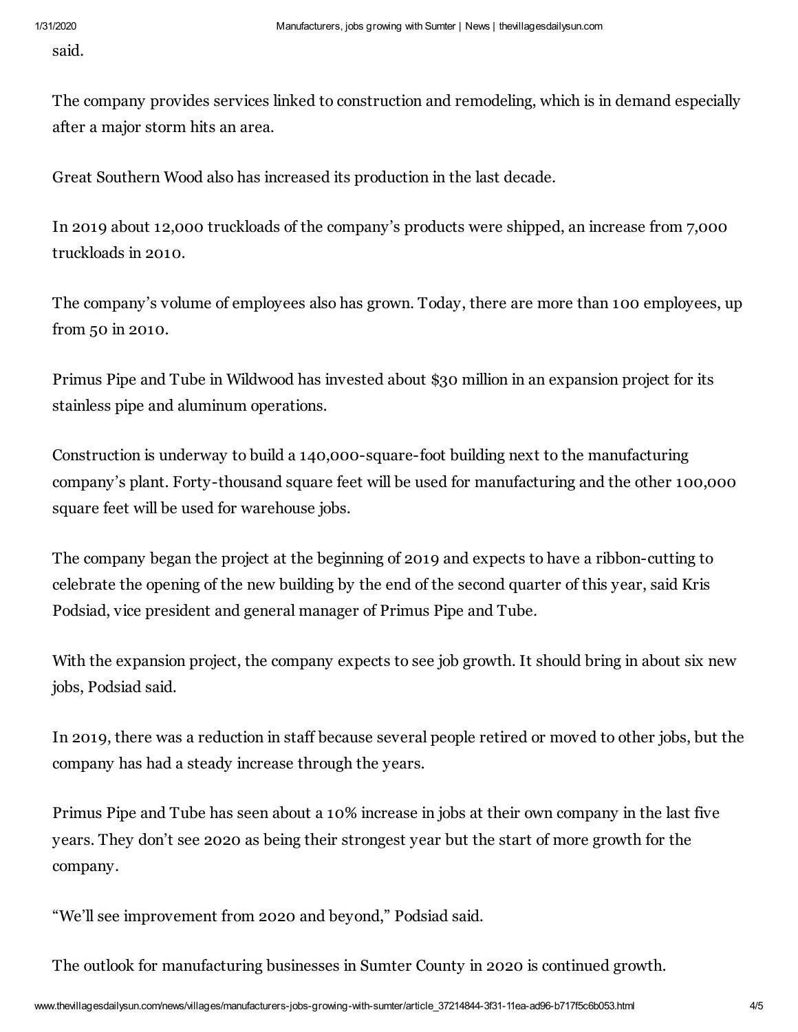said.

The company provides services linked to construction and remodeling, which is in demand especially after a major storm hits an area.

Great Southern Wood also has increased its production in the last decade.

In 2019 about 12,000 truckloads of the company's products were shipped, an increase from 7,000 truckloads in 2010.

The company's volume of employees also has grown. Today, there are more than 100 employees, up from 50 in 2010.

Primus Pipe and Tube in Wildwood has invested about $30 million in an expansion project for its stainless pipe and aluminum operations.

Construction is underway to build a 140,000-square-foot building next to the manufacturing company's plant. Forty-thousand square feet will be used for manufacturing and the other 100,000 square feet will be used for warehouse jobs.

The company began the project at the beginning of 2019 and expects to have a ribbon-cutting to celebrate the opening of the new building by the end of the second quarter of this year, said Kris Podsiad, vice president and general manager of Primus Pipe and Tube.

With the expansion project, the company expects to see job growth. It should bring in about six new jobs, Podsiad said.

In 2019, there was a reduction in staff because several people retired or moved to other jobs, but the company has had a steady increase through the years.

Primus Pipe and Tube has seen about a 10% increase in jobs at their own company in the last five years. They don't see 2020 as being their strongest year but the start of more growth for the company.

"We'll see improvement from 2020 and beyond," Podsiad said.

The outlook for manufacturing businesses in Sumter County in 2020 is continued growth.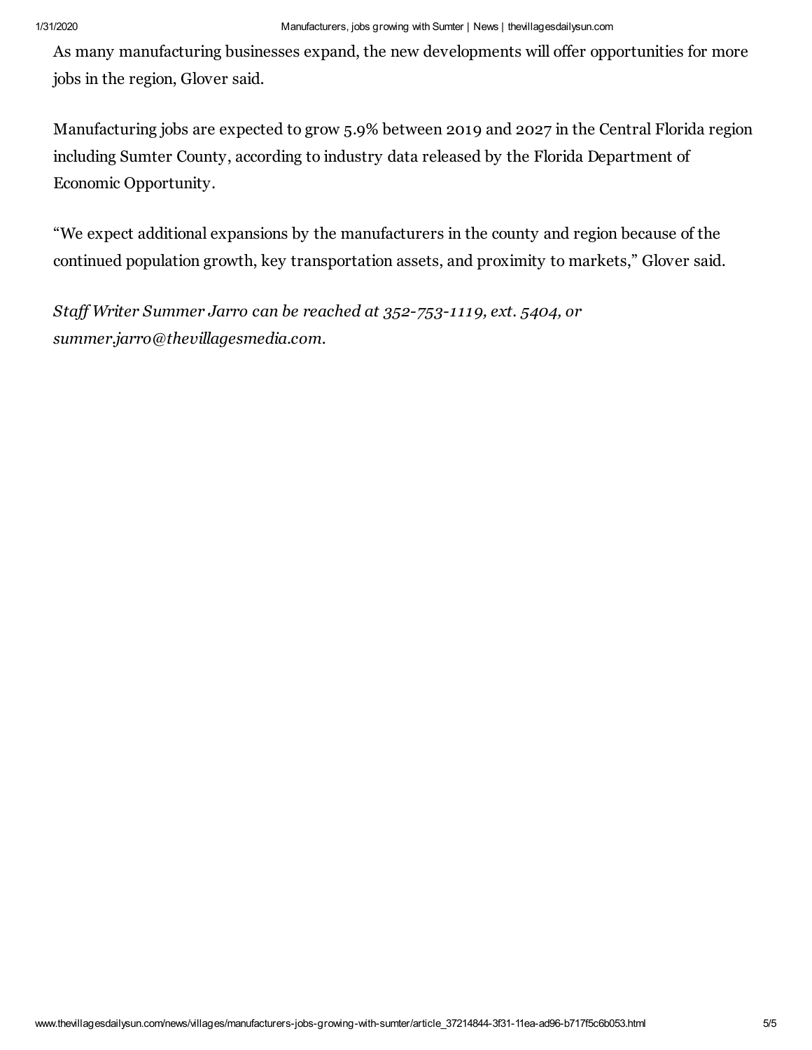As many manufacturing businesses expand, the new developments will offer opportunities for more jobs in the region, Glover said.

Manufacturing jobs are expected to grow 5.9% between 2019 and 2027 in the Central Florida region including Sumter County, according to industry data released by the Florida Department of Economic Opportunity.

"We expect additional expansions by the manufacturers in the county and region because of the continued population growth, key transportation assets, and proximity to markets," Glover said.

*Staff Writer Summer Jarro can be reached at 352-753-1119, ext. 5404, or summer.jarro@thevillagesmedia.com.*